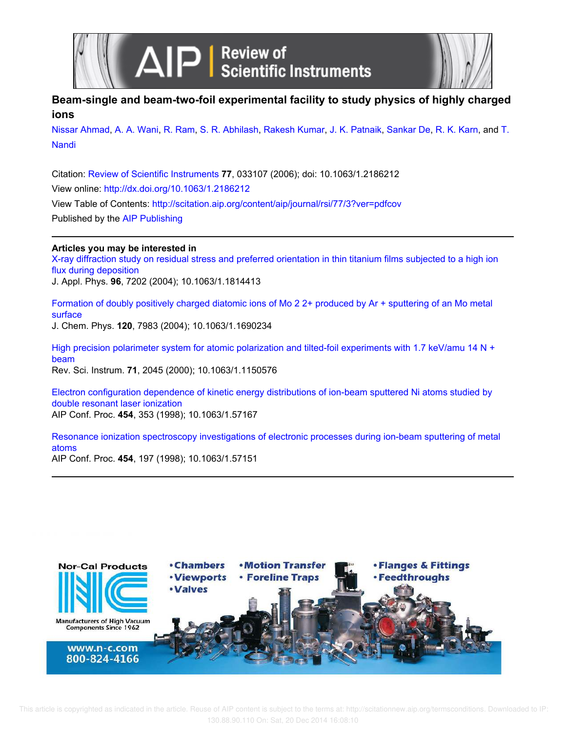# Beam-single and beam-two-foil experimental facility to study physics of highly charged ions

Nissar Ahmad, A. A. Wani, R. Ram, S. R. Abhilash, Rakesh Kumar, J. K. Patnaik, Sankar De, R. K. Karn, and T. Nandi

Citation: Review of Scientific Instruments **77**, 033107 (2006); doi: 10.1063/1.2186212
View online: http://dx.doi.org/10.1063/1.2186212
View Table of Contents: http://scitation.aip.org/content/aip/journal/rsi/77/3?ver=pdfcov
Published by the AIP Publishing

---

**Articles you may be interested in**

X-ray diffraction study on residual stress and preferred orientation in thin titanium films subjected to a high ion flux during deposition
J. Appl. Phys. **96**, 7202 (2004); 10.1063/1.1814413

Formation of doubly positively charged diatomic ions of $Mo_2^{2+}$ produced by $Ar^+$ sputtering of an Mo metal surface
J. Chem. Phys. **120**, 7983 (2004); 10.1063/1.1690234

High precision polarimeter system for atomic polarization and tilted-foil experiments with 1.7 keV/amu $^{14}N^+$ beam
Rev. Sci. Instrum. **71**, 2045 (2000); 10.1063/1.1150576

Electron configuration dependence of kinetic energy distributions of ion-beam sputtered Ni atoms studied by double resonant laser ionization
AIP Conf. Proc. **454**, 353 (1998); 10.1063/1.57167

Resonance ionization spectroscopy investigations of electronic processes during ion-beam sputtering of metal atoms
AIP Conf. Proc. **454**, 197 (1998); 10.1063/1.57151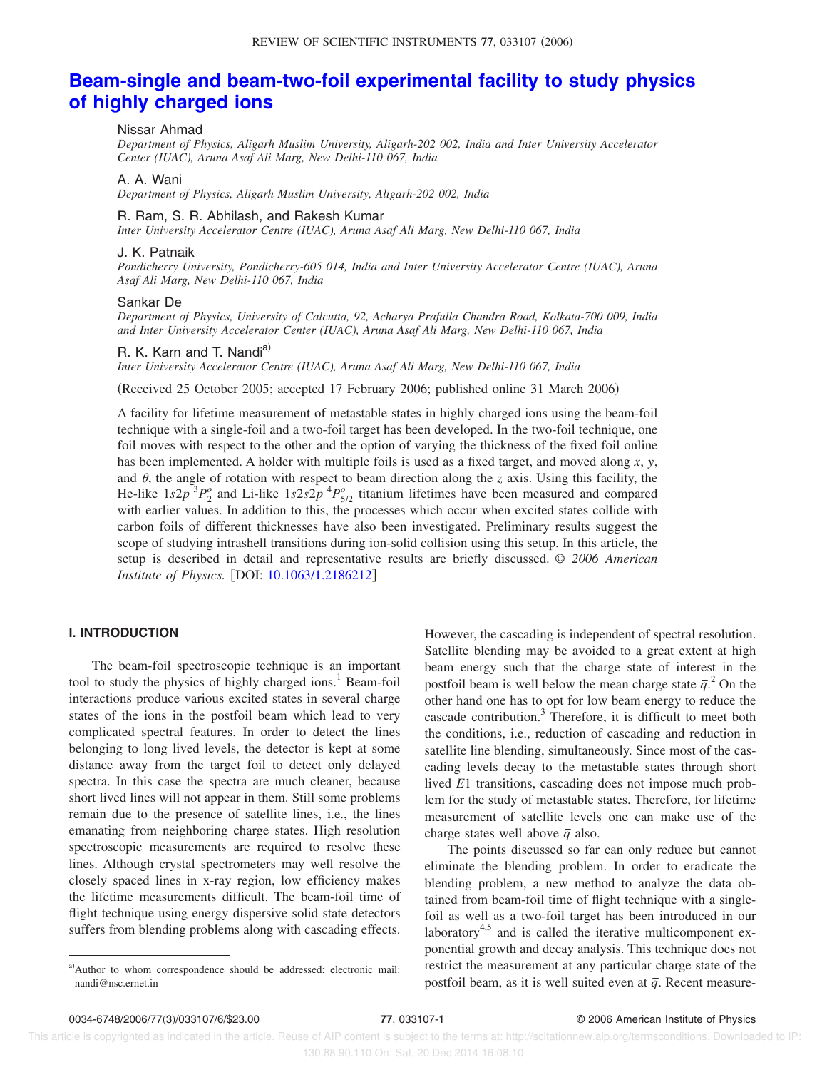# Beam-single and beam-two-foil experimental facility to study physics of highly charged ions

Nissar Ahmad

*Department of Physics, Aligarh Muslim University, Aligarh-202 002, India and Inter University Accelerator Center (IUAC), Aruna Asaf Ali Marg, New Delhi-110 067, India*

A. A. Wani

*Department of Physics, Aligarh Muslim University, Aligarh-202 002, India*

R. Ram, S. R. Abhilash, and Rakesh Kumar

*Inter University Accelerator Centre (IUAC), Aruna Asaf Ali Marg, New Delhi-110 067, India*

J. K. Patnaik

*Pondicherry University, Pondicherry-605 014, India and Inter University Accelerator Centre (IUAC), Aruna Asaf Ali Marg, New Delhi-110 067, India*

Sankar De

*Department of Physics, University of Calcutta, 92, Acharya Prafulla Chandra Road, Kolkata-700 009, India and Inter University Accelerator Center (IUAC), Aruna Asaf Ali Marg, New Delhi-110 067, India*

R. K. Karn and T. Nandi[a]

*Inter University Accelerator Centre (IUAC), Aruna Asaf Ali Marg, New Delhi-110 067, India*

(Received 25 October 2005; accepted 17 February 2006; published online 31 March 2006)

A facility for lifetime measurement of metastable states in highly charged ions using the beam-foil technique with a single-foil and a two-foil target has been developed. In the two-foil technique, one foil moves with respect to the other and the option of varying the thickness of the fixed foil online has been implemented. A holder with multiple foils is used as a fixed target, and moved along $x$, $y$, and $\theta$, the angle of rotation with respect to beam direction along the $z$ axis. Using this facility, the He-like $1s2p\,^3P_2^o$ and Li-like $1s2s2p\,^4P_{5/2}^o$ titanium lifetimes have been measured and compared with earlier values. In addition to this, the processes which occur when excited states collide with carbon foils of different thicknesses have also been investigated. Preliminary results suggest the scope of studying intrashell transitions during ion-solid collision using this setup. In this article, the setup is described in detail and representative results are briefly discussed. © *2006 American Institute of Physics.* [DOI: 10.1063/1.2186212]

## I. INTRODUCTION

The beam-foil spectroscopic technique is an important tool to study the physics of highly charged ions.[1] Beam-foil interactions produce various excited states in several charge states of the ions in the postfoil beam which lead to very complicated spectral features. In order to detect the lines belonging to long lived levels, the detector is kept at some distance away from the target foil to detect only delayed spectra. In this case the spectra are much cleaner, because short lived lines will not appear in them. Still some problems remain due to the presence of satellite lines, i.e., the lines emanating from neighboring charge states. High resolution spectroscopic measurements are required to resolve these lines. Although crystal spectrometers may well resolve the closely spaced lines in x-ray region, low efficiency makes the lifetime measurements difficult. The beam-foil time of flight technique using energy dispersive solid state detectors suffers from blending problems along with cascading effects. However, the cascading is independent of spectral resolution. Satellite blending may be avoided to a great extent at high beam energy such that the charge state of interest in the postfoil beam is well below the mean charge state $\bar{q}$.[2] On the other hand one has to opt for low beam energy to reduce the cascade contribution.[3] Therefore, it is difficult to meet both the conditions, i.e., reduction of cascading and reduction in satellite line blending, simultaneously. Since most of the cascading levels decay to the metastable states through short lived $E1$ transitions, cascading does not impose much problem for the study of metastable states. Therefore, for lifetime measurement of satellite levels one can make use of the charge states well above $\bar{q}$ also.

The points discussed so far can only reduce but cannot eliminate the blending problem. In order to eradicate the blending problem, a new method to analyze the data obtained from beam-foil time of flight technique with a single-foil as well as a two-foil target has been introduced in our laboratory[4,5] and is called the iterative multicomponent exponential growth and decay analysis. This technique does not restrict the measurement at any particular charge state of the postfoil beam, as it is well suited even at $\bar{q}$. Recent measure-

[a]Author to whom correspondence should be addressed; electronic mail: nandi@nsc.ernet.in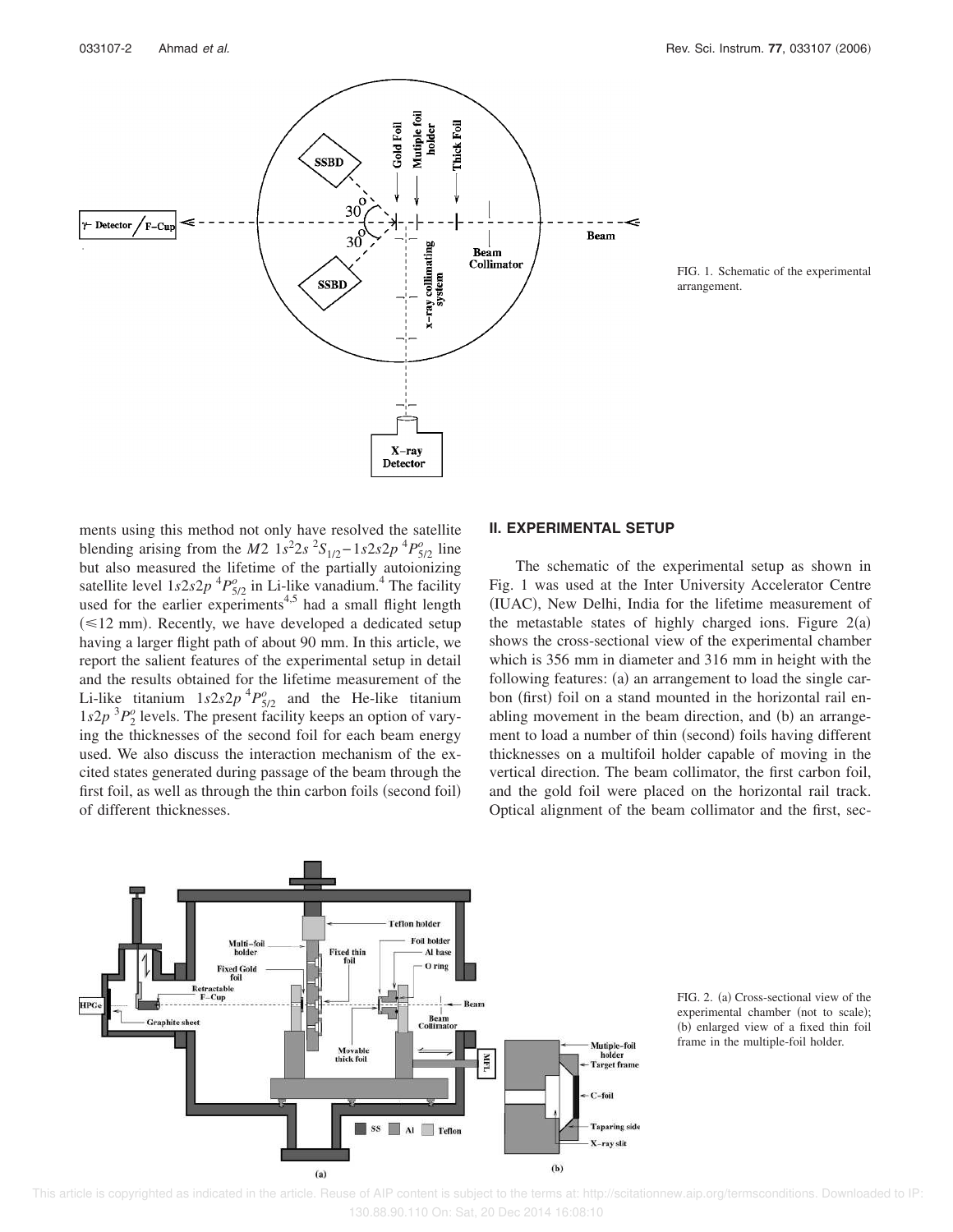FIG. 1. Schematic of the experimental arrangement.

ments using this method not only have resolved the satellite blending arising from the $M2$ $1s^22s\ ^2S_{1/2}-1s2s2p\ ^4P^o_{5/2}$ line but also measured the lifetime of the partially autoionizing satellite level $1s2s2p\ ^4P^o_{5/2}$ in Li-like vanadium.[4] The facility used for the earlier experiments[4,5] had a small flight length ($\leq 12$ mm). Recently, we have developed a dedicated setup having a larger flight path of about 90 mm. In this article, we report the salient features of the experimental setup in detail and the results obtained for the lifetime measurement of the Li-like titanium $1s2s2p\ ^4P^o_{5/2}$ and the He-like titanium $1s2p\ ^3P^o_2$ levels. The present facility keeps an option of varying the thicknesses of the second foil for each beam energy used. We also discuss the interaction mechanism of the excited states generated during passage of the beam through the first foil, as well as through the thin carbon foils (second foil) of different thicknesses.

## II. EXPERIMENTAL SETUP

The schematic of the experimental setup as shown in Fig. 1 was used at the Inter University Accelerator Centre (IUAC), New Delhi, India for the lifetime measurement of the metastable states of highly charged ions. Figure 2(a) shows the cross-sectional view of the experimental chamber which is 356 mm in diameter and 316 mm in height with the following features: (a) an arrangement to load the single carbon (first) foil on a stand mounted in the horizontal rail enabling movement in the beam direction, and (b) an arrangement to load a number of thin (second) foils having different thicknesses on a multifoil holder capable of moving in the vertical direction. The beam collimator, the first carbon foil, and the gold foil were placed on the horizontal rail track. Optical alignment of the beam collimator and the first, sec-

FIG. 2. (a) Cross-sectional view of the experimental chamber (not to scale); (b) enlarged view of a fixed thin foil frame in the multiple-foil holder.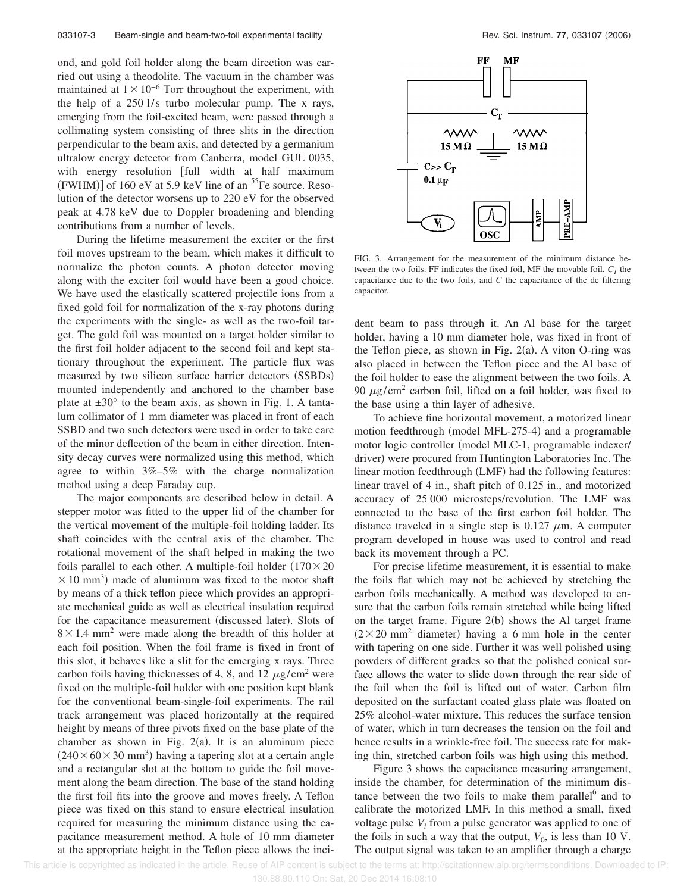ond, and gold foil holder along the beam direction was carried out using a theodolite. The vacuum in the chamber was maintained at $1 \times 10^{-6}$ Torr throughout the experiment, with the help of a 250 l/s turbo molecular pump. The x rays, emerging from the foil-excited beam, were passed through a collimating system consisting of three slits in the direction perpendicular to the beam axis, and detected by a germanium ultralow energy detector from Canberra, model GUL 0035, with energy resolution [full width at half maximum (FWHM)] of 160 eV at 5.9 keV line of an $^{55}$Fe source. Resolution of the detector worsens up to 220 eV for the observed peak at 4.78 keV due to Doppler broadening and blending contributions from a number of levels.

During the lifetime measurement the exciter or the first foil moves upstream to the beam, which makes it difficult to normalize the photon counts. A photon detector moving along with the exciter foil would have been a good choice. We have used the elastically scattered projectile ions from a fixed gold foil for normalization of the x-ray photons during the experiments with the single- as well as the two-foil target. The gold foil was mounted on a target holder similar to the first foil holder adjacent to the second foil and kept stationary throughout the experiment. The particle flux was measured by two silicon surface barrier detectors (SSBDs) mounted independently and anchored to the chamber base plate at ±30° to the beam axis, as shown in Fig. 1. A tantalum collimator of 1 mm diameter was placed in front of each SSBD and two such detectors were used in order to take care of the minor deflection of the beam in either direction. Intensity decay curves were normalized using this method, which agree to within 3%–5% with the charge normalization method using a deep Faraday cup.

The major components are described below in detail. A stepper motor was fitted to the upper lid of the chamber for the vertical movement of the multiple-foil holding ladder. Its shaft coincides with the central axis of the chamber. The rotational movement of the shaft helped in making the two foils parallel to each other. A multiple-foil holder ($170 \times 20 \times 10$ mm$^3$) made of aluminum was fixed to the motor shaft by means of a thick teflon piece which provides an appropriate mechanical guide as well as electrical insulation required for the capacitance measurement (discussed later). Slots of $8 \times 1.4$ mm$^2$ were made along the breadth of this holder at each foil position. When the foil frame is fixed in front of this slot, it behaves like a slit for the emerging x rays. Three carbon foils having thicknesses of 4, 8, and 12 $\mu$g/cm$^2$ were fixed on the multiple-foil holder with one position kept blank for the conventional beam-single-foil experiments. The rail track arrangement was placed horizontally at the required height by means of three pivots fixed on the base plate of the chamber as shown in Fig. 2(a). It is an aluminum piece ($240 \times 60 \times 30$ mm$^3$) having a tapering slot at a certain angle and a rectangular slot at the bottom to guide the foil movement along the beam direction. The base of the stand holding the first foil fits into the groove and moves freely. A Teflon piece was fixed on this stand to ensure electrical insulation required for measuring the minimum distance using the capacitance measurement method. A hole of 10 mm diameter at the appropriate height in the Teflon piece allows the incident beam to pass through it. An Al base for the target holder, having a 10 mm diameter hole, was fixed in front of the Teflon piece, as shown in Fig. 2(a). A viton O-ring was also placed in between the Teflon piece and the Al base of the foil holder to ease the alignment between the two foils. A 90 $\mu$g/cm$^2$ carbon foil, lifted on a foil holder, was fixed to the base using a thin layer of adhesive.

To achieve fine horizontal movement, a motorized linear motion feedthrough (model MFL-275-4) and a programable motor logic controller (model MLC-1, programable indexer/driver) were procured from Huntington Laboratories Inc. The linear motion feedthrough (LMF) had the following features: linear travel of 4 in., shaft pitch of 0.125 in., and motorized accuracy of 25 000 microsteps/revolution. The LMF was connected to the base of the first carbon foil holder. The distance traveled in a single step is 0.127 $\mu$m. A computer program developed in house was used to control and read back its movement through a PC.

For precise lifetime measurement, it is essential to make the foils flat which may not be achieved by stretching the carbon foils mechanically. A method was developed to ensure that the carbon foils remain stretched while being lifted on the target frame. Figure 2(b) shows the Al target frame ($2 \times 20$ mm$^2$ diameter) having a 6 mm hole in the center with tapering on one side. Further it was well polished using powders of different grades so that the polished conical surface allows the water to slide down through the rear side of the foil when the foil is lifted out of water. Carbon film deposited on the surfactant coated glass plate was floated on 25% alcohol-water mixture. This reduces the surface tension of water, which in turn decreases the tension on the foil and hence results in a wrinkle-free foil. The success rate for making thin, stretched carbon foils was high using this method.

FIG. 3. Arrangement for the measurement of the minimum distance between the two foils. FF indicates the fixed foil, MF the movable foil, $C_T$ the capacitance due to the two foils, and $C$ the capacitance of the dc filtering capacitor.

Figure 3 shows the capacitance measuring arrangement, inside the chamber, for determination of the minimum distance between the two foils to make them parallel[6] and to calibrate the motorized LMF. In this method a small, fixed voltage pulse $V_i$ from a pulse generator was applied to one of the foils in such a way that the output, $V_0$, is less than 10 V. The output signal was taken to an amplifier through a charge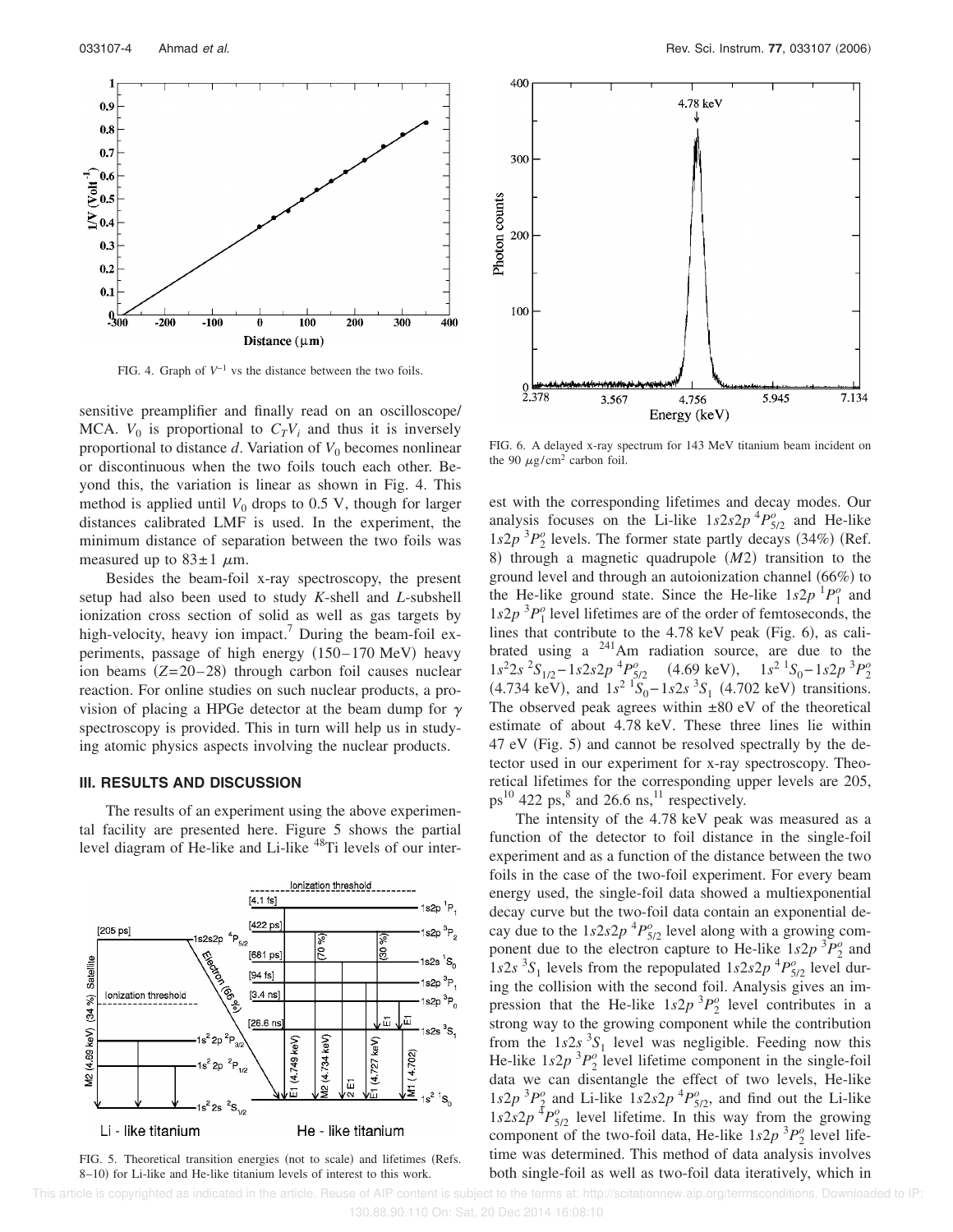FIG. 4. Graph of $V^{-1}$ vs the distance between the two foils.

sensitive preamplifier and finally read on an oscilloscope/MCA. $V_0$ is proportional to $C_T V_i$ and thus it is inversely proportional to distance $d$. Variation of $V_0$ becomes nonlinear or discontinuous when the two foils touch each other. Beyond this, the variation is linear as shown in Fig. 4. This method is applied until $V_0$ drops to 0.5 V, though for larger distances calibrated LMF is used. In the experiment, the minimum distance of separation between the two foils was measured up to $83 \pm 1$ $\mu$m.

Besides the beam-foil x-ray spectroscopy, the present setup had also been used to study $K$-shell and $L$-subshell ionization cross section of solid as well as gas targets by high-velocity, heavy ion impact.[7] During the beam-foil experiments, passage of high energy (150–170 MeV) heavy ion beams ($Z$=20–28) through carbon foil causes nuclear reaction. For online studies on such nuclear products, a provision of placing a HPGe detector at the beam dump for $\gamma$ spectroscopy is provided. This in turn will help us in studying atomic physics aspects involving the nuclear products.

## III. RESULTS AND DISCUSSION

The results of an experiment using the above experimental facility are presented here. Figure 5 shows the partial level diagram of He-like and Li-like $^{48}$Ti levels of our interest with the corresponding lifetimes and decay modes. Our analysis focuses on the Li-like $1s2s2p\,^4P^o_{5/2}$ and He-like $1s2p\,^3P^o_2$ levels. The former state partly decays (34%) (Ref. 8) through a magnetic quadrupole ($M2$) transition to the ground level and through an autoionization channel (66%) to the He-like ground state. Since the He-like $1s2p\,^1P^o_1$ and $1s2p\,^3P^o_1$ level lifetimes are of the order of femtoseconds, the lines that contribute to the 4.78 keV peak (Fig. 6), as calibrated using a $^{241}$Am radiation source, are due to the $1s^22s\,^2S_{1/2}-1s2s2p\,^4P^o_{5/2}$ (4.69 keV), $1s^2\,^1S_0-1s2p\,^3P^o_2$ (4.734 keV), and $1s^2\,^1S_0-1s2s\,^3S_1$ (4.702 keV) transitions. The observed peak agrees within $\pm 80$ eV of the theoretical estimate of about 4.78 keV. These three lines lie within 47 eV (Fig. 5) and cannot be resolved spectrally by the detector used in our experiment for x-ray spectroscopy. Theoretical lifetimes for the corresponding upper levels are 205, ps[10] 422 ps,[8] and 26.6 ns,[11] respectively.

FIG. 5. Theoretical transition energies (not to scale) and lifetimes (Refs. 8–10) for Li-like and He-like titanium levels of interest to this work.

FIG. 6. A delayed x-ray spectrum for 143 MeV titanium beam incident on the 90 $\mu$g/cm$^2$ carbon foil.

The intensity of the 4.78 keV peak was measured as a function of the detector to foil distance in the single-foil experiment and as a function of the distance between the two foils in the case of the two-foil experiment. For every beam energy used, the single-foil data showed a multiexponential decay curve but the two-foil data contain an exponential decay due to the $1s2s2p\,^4P^o_{5/2}$ level along with a growing component due to the electron capture to He-like $1s2p\,^3P^o_2$ and $1s2s\,^3S_1$ levels from the repopulated $1s2s2p\,^4P^o_{5/2}$ level during the collision with the second foil. Analysis gives an impression that the He-like $1s2p\,^3P^o_2$ level contributes in a strong way to the growing component while the contribution from the $1s2s\,^3S_1$ level was negligible. Feeding now this He-like $1s2p\,^3P^o_2$ level lifetime component in the single-foil data we can disentangle the effect of two levels, He-like $1s2p\,^3P^o_2$ and Li-like $1s2s2p\,^4P^o_{5/2}$, and find out the Li-like $1s2s2p\,^4P^o_{5/2}$ level lifetime. In this way from the growing component of the two-foil data, He-like $1s2p\,^3P^o_2$ level lifetime was determined. This method of data analysis involves both single-foil as well as two-foil data iteratively, which in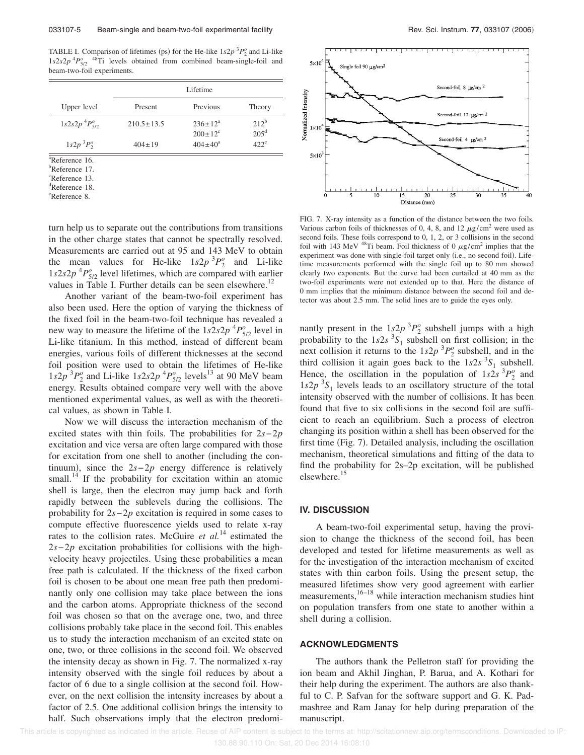TABLE I. Comparison of lifetimes (ps) for the He-like $1s2p\,^3P_2^o$ and Li-like $1s2s2p\,^4P_{5/2}^o$ $^{48}$Ti levels obtained from combined beam-single-foil and beam-two-foil experiments.

| Upper level | Lifetime | | |
|---|---|---|---|
| | Present | Previous | Theory |
| $1s2s2p\,^4P_{5/2}^o$ | $210.5\pm13.5$ | $236\pm12$[a] | $212$[b] |
| | | $200\pm12$[c] | $205$[d] |
| $1s2p\,^3P_2^o$ | $404\pm19$ | $404\pm40$[a] | $422$[e] |

[a]Reference 16.
[b]Reference 17.
[c]Reference 13.
[d]Reference 18.
[e]Reference 8.

turn help us to separate out the contributions from transitions in the other charge states that cannot be spectrally resolved. Measurements are carried out at 95 and 143 MeV to obtain the mean values for He-like $1s2p\,^3P_2^o$ and Li-like $1s2s2p\,^4P_{5/2}^o$ level lifetimes, which are compared with earlier values in Table I. Further details can be seen elsewhere.[12]

Another variant of the beam-two-foil experiment has also been used. Here the option of varying the thickness of the fixed foil in the beam-two-foil technique has revealed a new way to measure the lifetime of the $1s2s2p\,^4P_{5/2}^o$ level in Li-like titanium. In this method, instead of different beam energies, various foils of different thicknesses at the second foil position were used to obtain the lifetimes of He-like $1s2p\,^3P_2^o$ and Li-like $1s2s2p\,^4P_{5/2}^o$ levels[13] at 90 MeV beam energy. Results obtained compare very well with the above mentioned experimental values, as well as with the theoretical values, as shown in Table I.

Now we will discuss the interaction mechanism of the excited states with thin foils. The probabilities for $2s-2p$ excitation and vice versa are often large compared with those for excitation from one shell to another (including the continuum), since the $2s-2p$ energy difference is relatively small.[14] If the probability for excitation within an atomic shell is large, then the electron may jump back and forth rapidly between the sublevels during the collisions. The probability for $2s-2p$ excitation is required in some cases to compute effective fluorescence yields used to relate x-ray rates to the collision rates. McGuire *et al.*[14] estimated the $2s-2p$ excitation probabilities for collisions with the high-velocity heavy projectiles. Using these probabilities a mean free path is calculated. If the thickness of the fixed carbon foil is chosen to be about one mean free path then predominantly only one collision may take place between the ions and the carbon atoms. Appropriate thickness of the second foil was chosen so that on the average one, two, and three collisions probably take place in the second foil. This enables us to study the interaction mechanism of an excited state on one, two, or three collisions in the second foil. We observed the intensity decay as shown in Fig. 7. The normalized x-ray intensity observed with the single foil reduces by about a factor of 6 due to a single collision at the second foil. However, on the next collision the intensity increases by about a factor of 2.5. One additional collision brings the intensity to half. Such observations imply that the electron predominantly present in the $1s2p\,^3P_2^o$ subshell jumps with a high probability to the $1s2s\,^3S_1$ subshell on first collision; in the next collision it returns to the $1s2p\,^3P_2^o$ subshell, and in the third collision it again goes back to the $1s2s\,^3S_1$ subshell. Hence, the oscillation in the population of $1s2s\,^3P_2^o$ and $1s2p\,^3S_1$ levels leads to an oscillatory structure of the total intensity observed with the number of collisions. It has been found that five to six collisions in the second foil are sufficient to reach an equilibrium. Such a process of electron changing its position within a shell has been observed for the first time (Fig. 7). Detailed analysis, including the oscillation mechanism, theoretical simulations and fitting of the data to find the probability for 2s–2p excitation, will be published elsewhere.[15]

FIG. 7. X-ray intensity as a function of the distance between the two foils. Various carbon foils of thicknesses of 0, 4, 8, and 12 $\mu$g/cm$^2$ were used as second foils. These foils correspond to 0, 1, 2, or 3 collisions in the second foil with 143 MeV $^{48}$Ti beam. Foil thickness of 0 $\mu$g/cm$^2$ implies that the experiment was done with single-foil target only (i.e., no second foil). Lifetime measurements performed with the single foil up to 80 mm showed clearly two exponents. But the curve had been curtailed at 40 mm as the two-foil experiments were not extended up to that. Here the distance of 0 mm implies that the minimum distance between the second foil and detector was about 2.5 mm. The solid lines are to guide the eyes only.

## IV. DISCUSSION

A beam-two-foil experimental setup, having the provision to change the thickness of the second foil, has been developed and tested for lifetime measurements as well as for the investigation of the interaction mechanism of excited states with thin carbon foils. Using the present setup, the measured lifetimes show very good agreement with earlier measurements,[16–18] while interaction mechanism studies hint on population transfers from one state to another within a shell during a collision.

## ACKNOWLEDGMENTS

The authors thank the Pelletron staff for providing the ion beam and Akhil Jinghan, P. Barua, and A. Kothari for their help during the experiment. The authors are also thankful to C. P. Safvan for the software support and G. K. Padmashree and Ram Janay for help during preparation of the manuscript.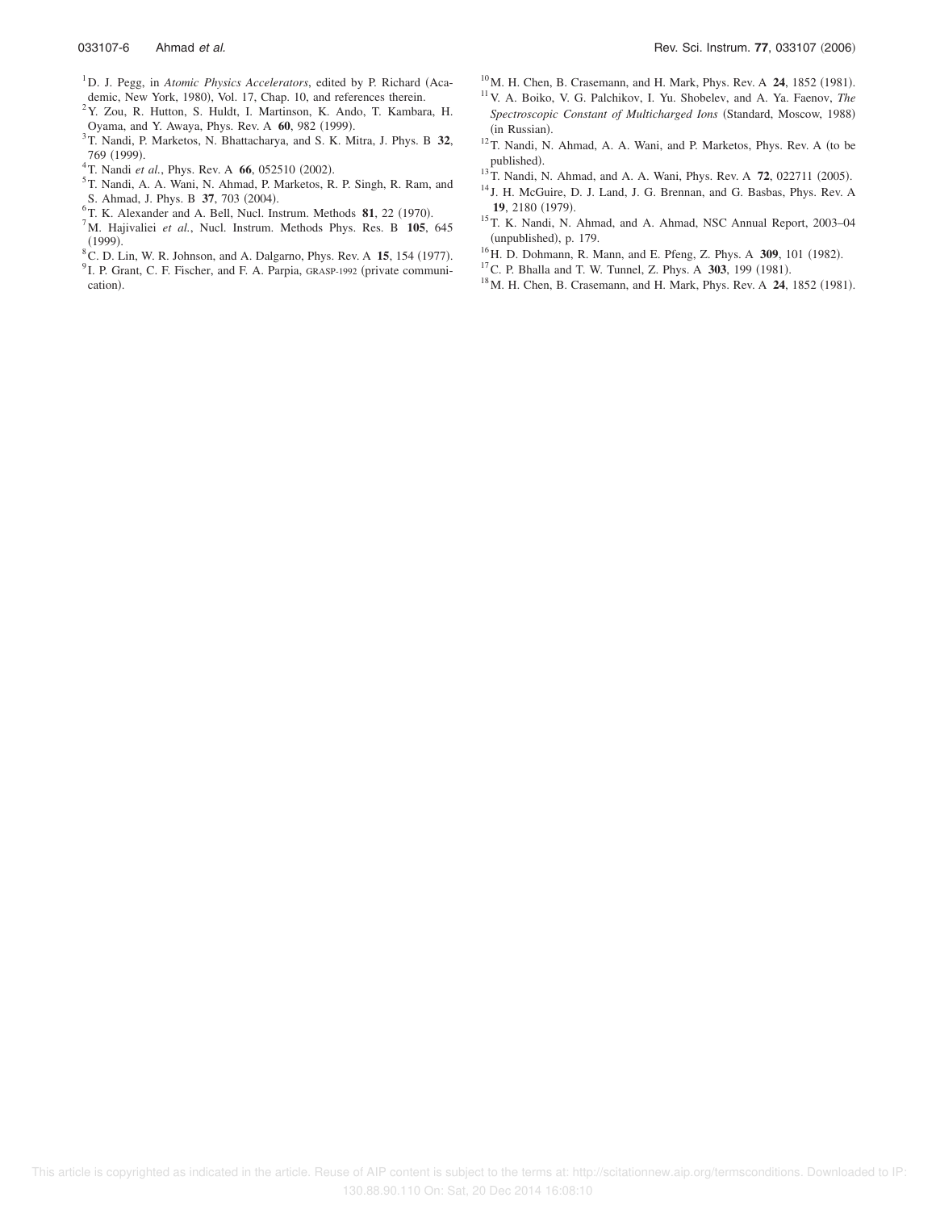[1] D. J. Pegg, in *Atomic Physics Accelerators*, edited by P. Richard (Academic, New York, 1980), Vol. 17, Chap. 10, and references therein.

[2] Y. Zou, R. Hutton, S. Huldt, I. Martinson, K. Ando, T. Kambara, H. Oyama, and Y. Awaya, Phys. Rev. A **60**, 982 (1999).

[3] T. Nandi, P. Marketos, N. Bhattacharya, and S. K. Mitra, J. Phys. B **32**, 769 (1999).

[4] T. Nandi *et al.*, Phys. Rev. A **66**, 052510 (2002).

[5] T. Nandi, A. A. Wani, N. Ahmad, P. Marketos, R. P. Singh, R. Ram, and S. Ahmad, J. Phys. B **37**, 703 (2004).

[6] T. K. Alexander and A. Bell, Nucl. Instrum. Methods **81**, 22 (1970).

[7] M. Hajivaliei *et al.*, Nucl. Instrum. Methods Phys. Res. B **105**, 645 (1999).

[8] C. D. Lin, W. R. Johnson, and A. Dalgarno, Phys. Rev. A **15**, 154 (1977).

[9] I. P. Grant, C. F. Fischer, and F. A. Parpia, GRASP-1992 (private communication).

[10] M. H. Chen, B. Crasemann, and H. Mark, Phys. Rev. A **24**, 1852 (1981).

[11] V. A. Boiko, V. G. Palchikov, I. Yu. Shobelev, and A. Ya. Faenov, *The Spectroscopic Constant of Multicharged Ions* (Standard, Moscow, 1988) (in Russian).

[12] T. Nandi, N. Ahmad, A. A. Wani, and P. Marketos, Phys. Rev. A (to be published).

[13] T. Nandi, N. Ahmad, and A. A. Wani, Phys. Rev. A **72**, 022711 (2005).

[14] J. H. McGuire, D. J. Land, J. G. Brennan, and G. Basbas, Phys. Rev. A **19**, 2180 (1979).

[15] T. K. Nandi, N. Ahmad, and A. Ahmad, NSC Annual Report, 2003–04 (unpublished), p. 179.

[16] H. D. Dohmann, R. Mann, and E. Pfeng, Z. Phys. A **309**, 101 (1982).

[17] C. P. Bhalla and T. W. Tunnel, Z. Phys. A **303**, 199 (1981).

[18] M. H. Chen, B. Crasemann, and H. Mark, Phys. Rev. A **24**, 1852 (1981).